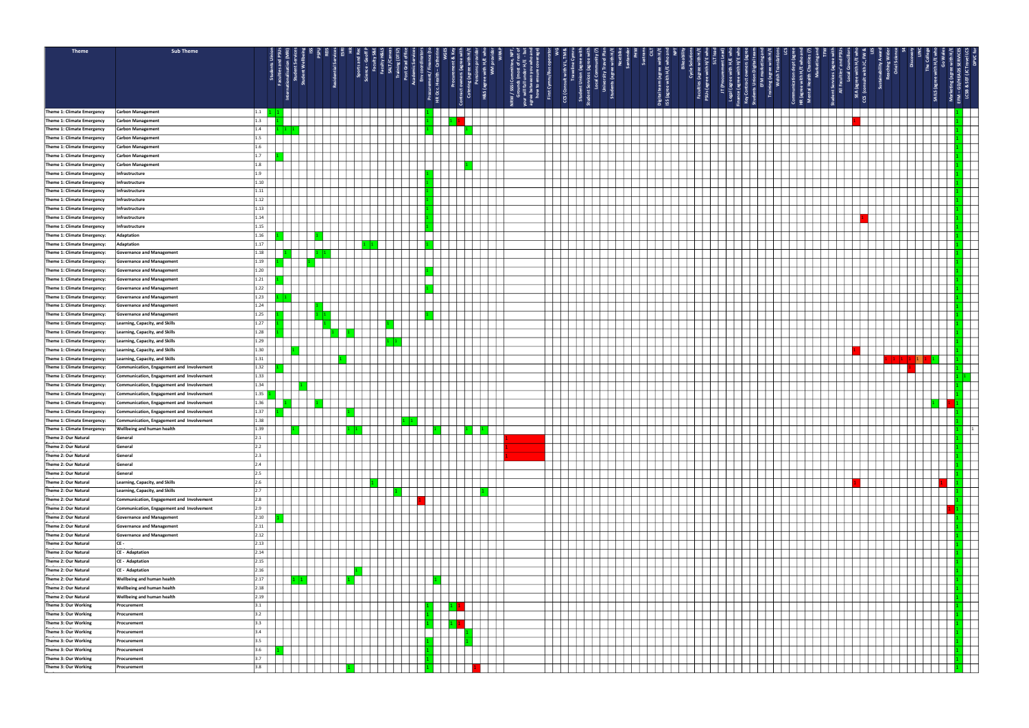Stakeholders marked "1" in each row are listed by column heading; (red) means the cell is highlighted red. The original sheet has many narrow columns with small rotated headings, so column assignments are approximate.

| Theme | Sub Theme | Ref | Stakeholders marked "1" |
|---|---|---|---|
| Theme 1: Climate Emergency | Carbon Management | 1.1 | Students Union; Faculties and PSUs; Procurement / Finance; EFM - GD/HEADS SERVICES |
| Theme 1: Climate Emergency | Carbon Management | 1.3 | Faculties and PSUs; Procurement / Finance; Procurement & Key; Contract owners (red); EFM - GD/HEADS SERVICES |
| Theme 1: Climate Emergency | Carbon Management | 1.4 | Faculties and PSUs; International; Student Services; Procurement / Finance; Catering; SEA (red); EFM - GD/HEADS SERVICES |
| Theme 1: Climate Emergency | Carbon Management | 1.5 | EFM - GD/HEADS SERVICES |
| Theme 1: Climate Emergency | Carbon Management | 1.6 | EFM - GD/HEADS SERVICES |
| Theme 1: Climate Emergency | Carbon Management | 1.7 | Faculties and PSUs; EFM - GD/HEADS SERVICES |
| Theme 1: Climate Emergency | Carbon Management | 1.8 | Catering; EFM - GD/HEADS SERVICES |
| Theme 1: Climate Emergency | Infrastructure | 1.9 | Procurement / Finance; EFM - GD/HEADS SERVICES |
| Theme 1: Climate Emergency | Infrastructure | 1.10 | Procurement / Finance; EFM - GD/HEADS SERVICES |
| Theme 1: Climate Emergency | Infrastructure | 1.11 | Procurement / Finance; EFM - GD/HEADS SERVICES |
| Theme 1: Climate Emergency | Infrastructure | 1.12 | Procurement / Finance; EFM - GD/HEADS SERVICES |
| Theme 1: Climate Emergency | Infrastructure | 1.13 | Procurement / Finance; EFM - GD/HEADS SERVICES |
| Theme 1: Climate Emergency | Infrastructure | 1.14 | Procurement / Finance; CCS (red); EFM - GD/HEADS SERVICES |
| Theme 1: Climate Emergency | Infrastructure | 1.15 | Procurement / Finance; EFM - GD/HEADS SERVICES |
| Theme 1: Climate Emergency: | Adaptation | 1.16 | Faculties and PSUs; ISS; EFM - GD/HEADS SERVICES |
| Theme 1: Climate Emergency: | Adaptation | 1.17 | Science; Faculty S&E; Procurement / Finance; EFM - GD/HEADS SERVICES |
| Theme 1: Climate Emergency: | Governance and Management | 1.18 | International; ISS; PSPU; EFM - GD/HEADS SERVICES |
| Theme 1: Climate Emergency: | Governance and Management | 1.19 | Faculties and PSUs; Student Wellbeing; EFM - GD/HEADS SERVICES |
| Theme 1: Climate Emergency: | Governance and Management | 1.20 | Procurement / Finance; EFM - GD/HEADS SERVICES |
| Theme 1: Climate Emergency: | Governance and Management | 1.21 | Faculties and PSUs; EFM - GD/HEADS SERVICES |
| Theme 1: Climate Emergency: | Governance and Management | 1.22 | Procurement / Finance; EFM - GD/HEADS SERVICES |
| Theme 1: Climate Emergency: | Governance and Management | 1.23 | Faculties and PSUs; International; EFM - GD/HEADS SERVICES |
| Theme 1: Climate Emergency: | Governance and Management | 1.24 | ISS; EFM - GD/HEADS SERVICES |
| Theme 1: Climate Emergency: | Governance and Management | 1.25 | Faculties and PSUs; ISS; PSPU; Procurement / Finance; EFM - GD/HEADS SERVICES |
| Theme 1: Climate Emergency: | Learning, Capacity, and Skills | 1.27 | Faculties and PSUs; PSPU; Training (OTST); EFM - GD/HEADS SERVICES |
| Theme 1: Climate Emergency: | Learning, Capacity, and Skills | 1.28 | Faculties and PSUs; Residential Services; HR; EFM - GD/HEADS SERVICES |
| Theme 1: Climate Emergency: | Learning, Capacity, and Skills | 1.29 | Training (OTST); Post Grad office; EFM - GD/HEADS SERVICES |
| Theme 1: Climate Emergency: | Learning, Capacity, and Skills | 1.30 | Student Services; SEA (red); EFM - GD/HEADS SERVICES |
| Theme 1: Climate Emergency: | Learning, Capacity, and Skills | 1.31 | ESRI; Reaching Wider (red); Oriel Science (red); S4 (red); Discovery; UNC (red); The College; SAILS; EFM - GD/HEADS SERVICES |
| Theme 1: Climate Emergency: | Communication, Engagement and Involvement | 1.32 | Faculties and PSUs; S4 (red); EFM - GD/HEADS SERVICES |
| Theme 1: Climate Emergency: | Communication, Engagement and Involvement | 1.33 | EFM - GD/HEADS SERVICES; LCSR & SSF |
| Theme 1: Climate Emergency: | Communication, Engagement and Involvement | 1.34 | Student Wellbeing; EFM - GD/HEADS SERVICES |
| Theme 1: Climate Emergency: | Communication, Engagement and Involvement | 1.35 | Students Union; EFM - GD/HEADS SERVICES |
| Theme 1: Climate Emergency: | Communication, Engagement and Involvement | 1.36 | International; ISS; SAILS; Marketing (red); EFM - GD/HEADS SERVICES |
| Theme 1: Climate Emergency: | Communication, Engagement and Involvement | 1.37 | Faculties and PSUs; HR; EFM - GD/HEADS SERVICES |
| Theme 1: Climate Emergency: | Communication, Engagement and Involvement | 1.38 | Post Grad office; Academic Services; EFM - GD/HEADS SERVICES |
| Theme 1: Climate Emergency: | Wellbeing and human health | 1.39 | Student Services; HR; Sports and Rec; HR Occ. Health; Catering; H&S; EFM - GD/HEADS SERVICES; DPVC |
| Theme 2: Our Natural | General | 2.1 | NRW / SSSI Committee (red); EFM - GD/HEADS SERVICES |
| Theme 2: Our Natural | General | 2.2 | NRW / SSSI Committee (red); EFM - GD/HEADS SERVICES |
| Theme 2: Our Natural | General | 2.3 | NRW / SSSI Committee (red); EFM - GD/HEADS SERVICES |
| Theme 2: Our Natural | General | 2.4 | EFM - GD/HEADS SERVICES |
| Theme 2: Our Natural | General | 2.5 | EFM - GD/HEADS SERVICES |
| Theme 2: Our Natural | Learning, Capacity, and Skills | 2.6 | Faculty S&E; SEA (red); Go Wales (red); EFM - GD/HEADS SERVICES |
| Theme 2: Our Natural | Learning, Capacity, and Skills | 2.7 | Post Grad office; H&S; EFM - GD/HEADS SERVICES |
| Theme 2: Our Natural | Communication, Engagement and Involvement | 2.8 | Data Coordinator (red); EFM - GD/HEADS SERVICES |
| Theme 2: Our Natural | Communication, Engagement and Involvement | 2.9 | Marketing (red); EFM - GD/HEADS SERVICES |
| Theme 2: Our Natural | Governance and Management | 2.10 | Faculties and PSUs; EFM - GD/HEADS SERVICES |
| Theme 2: Our Natural | Governance and Management | 2.11 | EFM - GD/HEADS SERVICES |
| Theme 2: Our Natural | Governance and Management | 2.12 | EFM - GD/HEADS SERVICES |
| Theme 2: Our Natural | CE - | 2.13 | EFM - GD/HEADS SERVICES |
| Theme 2: Our Natural | CE - Adaptation | 2.14 | EFM - GD/HEADS SERVICES |
| Theme 2: Our Natural | CE - Adaptation | 2.15 | EFM - GD/HEADS SERVICES |
| Theme 2: Our Natural | CE - Adaptation | 2.16 | Sports and Rec; EFM - GD/HEADS SERVICES |
| Theme 2: Our Natural | Wellbeing and human health | 2.17 | Student Services; Student Wellbeing; HR; HR Occ. Health; EFM - GD/HEADS SERVICES |
| Theme 2: Our Natural | Wellbeing and human health | 2.18 | EFM - GD/HEADS SERVICES |
| Theme 2: Our Natural | Wellbeing and human health | 2.19 | EFM - GD/HEADS SERVICES |
| Theme 3: Our Working | Procurement | 3.1 | Procurement / Finance; Procurement & Key; Contract owners (red); EFM - GD/HEADS SERVICES |
| Theme 3: Our Working | Procurement | 3.2 | Procurement / Finance; EFM - GD/HEADS SERVICES |
| Theme 3: Our Working | Procurement | 3.3 | Procurement / Finance; Procurement & Key; Contract owners (red); EFM - GD/HEADS SERVICES |
| Theme 3: Our Working | Procurement | 3.4 | Catering; EFM - GD/HEADS SERVICES |
| Theme 3: Our Working | Procurement | 3.5 | Procurement / Finance; Catering; EFM - GD/HEADS SERVICES |
| Theme 3: Our Working | Procurement | 3.6 | Faculties and PSUs; Procurement / Finance; EFM - GD/HEADS SERVICES |
| Theme 3: Our Working | Procurement | 3.7 | Procurement / Finance; EFM - GD/HEADS SERVICES |
| Theme 3: Our Working | Procurement | 3.8 | HR; Procurement / Finance; Pensions provider (red); EFM - GD/HEADS SERVICES |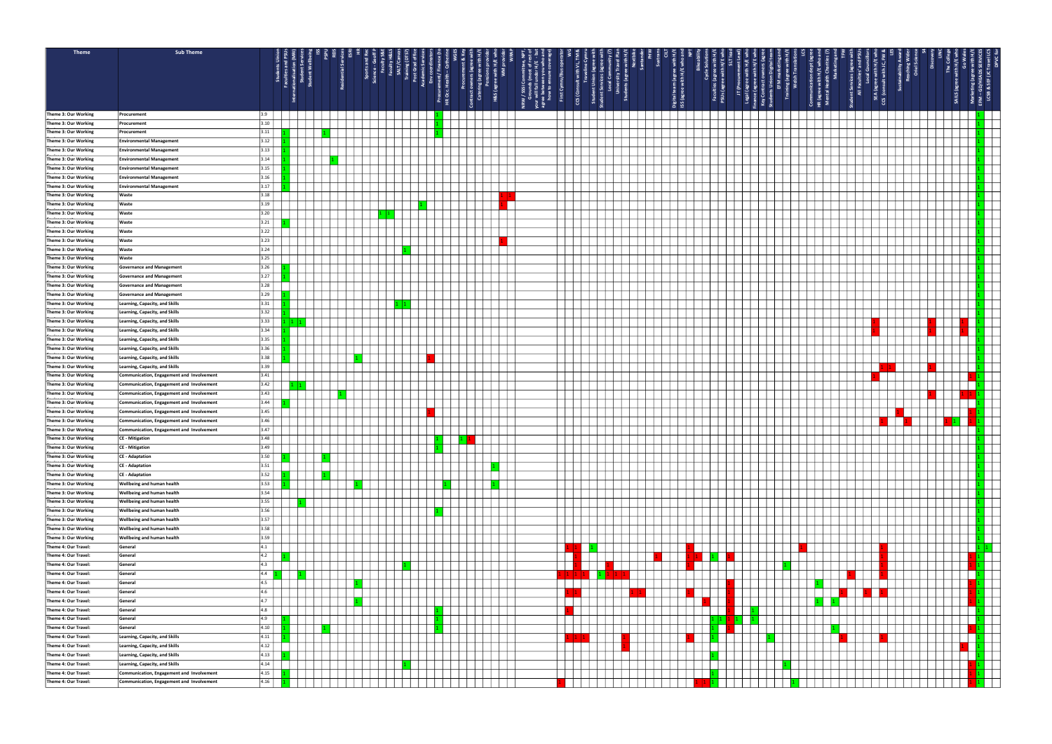| Theme | Sub Theme | |
|---|---|---|
| Theme 3: Our Working | Procurement | 3.9 |
| Theme 3: Our Working | Procurement | 3.10 |
| Theme 3: Our Working | Procurement | 3.11 |
| Theme 3: Our Working | Environmental Management | 3.12 |
| Theme 3: Our Working | Environmental Management | 3.13 |
| Theme 3: Our Working | Environmental Management | 3.14 |
| Theme 3: Our Working | Environmental Management | 3.15 |
| Theme 3: Our Working | Environmental Management | 3.16 |
| Theme 3: Our Working | Environmental Management | 3.17 |
| Theme 3: Our Working | Waste | 3.18 |
| Theme 3: Our Working | Waste | 3.19 |
| Theme 3: Our Working | Waste | 3.20 |
| Theme 3: Our Working | Waste | 3.21 |
| Theme 3: Our Working | Waste | 3.22 |
| Theme 3: Our Working | Waste | 3.23 |
| Theme 3: Our Working | Waste | 3.24 |
| Theme 3: Our Working | Waste | 3.25 |
| Theme 3: Our Working | Governance and Management | 3.26 |
| Theme 3: Our Working | Governance and Management | 3.27 |
| Theme 3: Our Working | Governance and Management | 3.28 |
| Theme 3: Our Working | Governance and Management | 3.29 |
| Theme 3: Our Working | Learning, Capacity, and Skills | 3.31 |
| Theme 3: Our Working | Learning, Capacity, and Skills | 3.32 |
| Theme 3: Our Working | Learning, Capacity, and Skills | 3.33 |
| Theme 3: Our Working | Learning, Capacity, and Skills | 3.34 |
| Theme 3: Our Working | Learning, Capacity, and Skills | 3.35 |
| Theme 3: Our Working | Learning, Capacity, and Skills | 3.36 |
| Theme 3: Our Working | Learning, Capacity, and Skills | 3.38 |
| Theme 3: Our Working | Learning, Capacity, and Skills | 3.39 |
| Theme 3: Our Working | Communication, Engagement and Involvement | 3.41 |
| Theme 3: Our Working | Communication, Engagement and Involvement | 3.42 |
| Theme 3: Our Working | Communication, Engagement and Involvement | 3.43 |
| Theme 3: Our Working | Communication, Engagement and Involvement | 3.44 |
| Theme 3: Our Working | Communication, Engagement and Involvement | 3.45 |
| Theme 3: Our Working | Communication, Engagement and Involvement | 3.46 |
| Theme 3: Our Working | Communication, Engagement and Involvement | 3.47 |
| Theme 3: Our Working | CE - Mitigation | 3.48 |
| Theme 3: Our Working | CE - Mitigation | 3.49 |
| Theme 3: Our Working | CE - Adaptation | 3.50 |
| Theme 3: Our Working | CE - Adaptation | 3.51 |
| Theme 3: Our Working | CE - Adaptation | 3.52 |
| Theme 3: Our Working | Wellbeing and human health | 3.53 |
| Theme 3: Our Working | Wellbeing and human health | 3.54 |
| Theme 3: Our Working | Wellbeing and human health | 3.55 |
| Theme 3: Our Working | Wellbeing and human health | 3.56 |
| Theme 3: Our Working | Wellbeing and human health | 3.57 |
| Theme 3: Our Working | Wellbeing and human health | 3.58 |
| Theme 3: Our Working | Wellbeing and human health | 3.59 |
| Theme 4: Our Travel: | General | 4.1 |
| Theme 4: Our Travel: | General | 4.2 |
| Theme 4: Our Travel: | General | 4.3 |
| Theme 4: Our Travel: | General | 4.4 |
| Theme 4: Our Travel: | General | 4.5 |
| Theme 4: Our Travel: | General | 4.6 |
| Theme 4: Our Travel: | General | 4.7 |
| Theme 4: Our Travel: | General | 4.8 |
| Theme 4: Our Travel: | General | 4.9 |
| Theme 4: Our Travel: | General | 4.10 |
| Theme 4: Our Travel: | Learning, Capacity, and Skills | 4.11 |
| Theme 4: Our Travel: | Learning, Capacity, and Skills | 4.12 |
| Theme 4: Our Travel: | Learning, Capacity, and Skills | 4.13 |
| Theme 4: Our Travel: | Learning, Capacity, and Skills | 4.14 |
| Theme 4: Our Travel: | Communication, Engagement and Involvement | 4.15 |
| Theme 4: Our Travel: | Communication, Engagement and Involvement | 4.16 |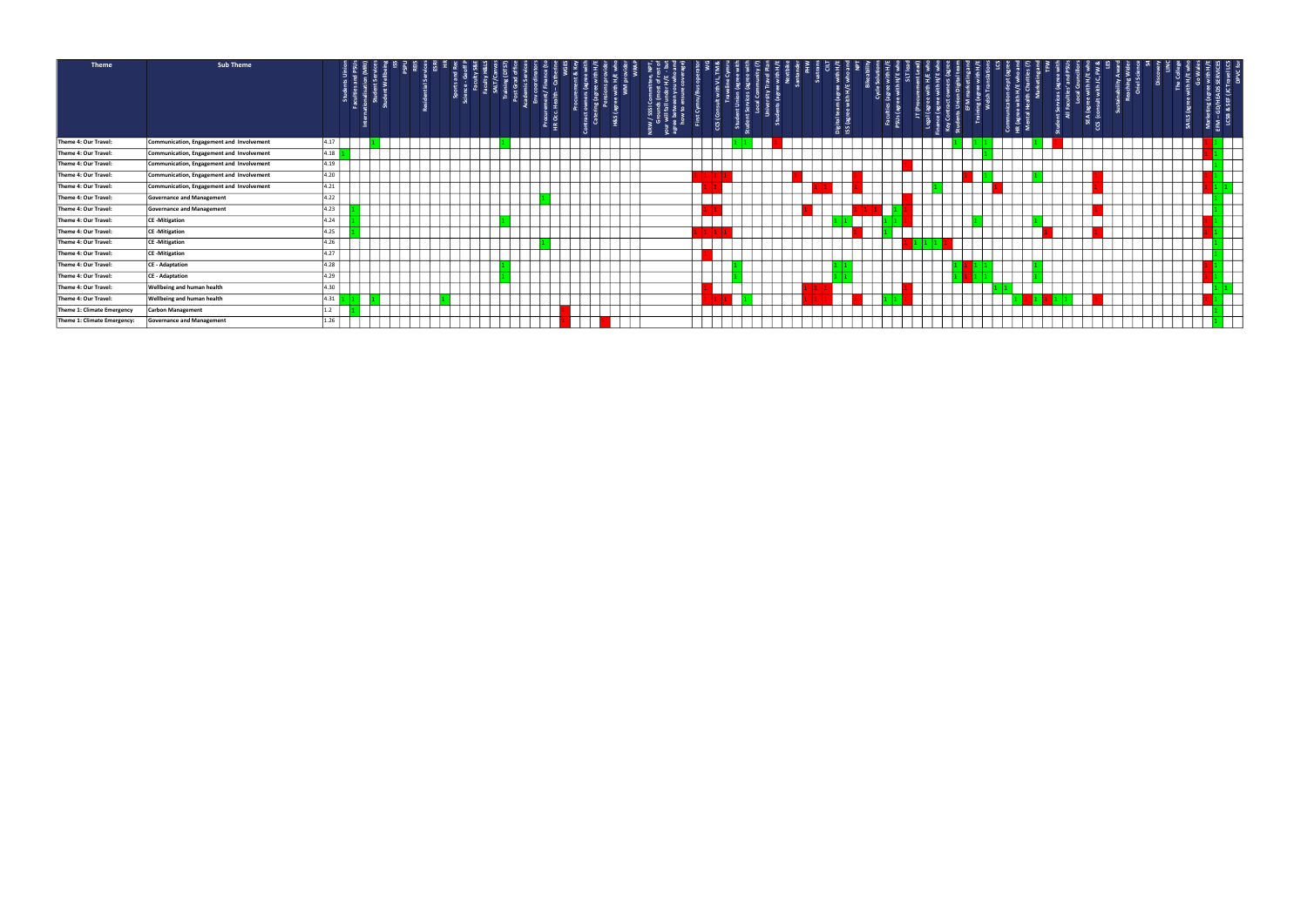| Theme | Sub Theme | |
|---|---|---|
| Theme 4: Our Travel: | Communication, Engagement and Involvement | 4.17 |
| Theme 4: Our Travel: | Communication, Engagement and Involvement | 4.18 |
| Theme 4: Our Travel: | Communication, Engagement and Involvement | 4.19 |
| Theme 4: Our Travel: | Communication, Engagement and Involvement | 4.20 |
| Theme 4: Our Travel: | Communication, Engagement and Involvement | 4.21 |
| Theme 4: Our Travel: | Governance and Management | 4.22 |
| Theme 4: Our Travel: | Governance and Management | 4.23 |
| Theme 4: Our Travel: | CE -Mitigation | 4.24 |
| Theme 4: Our Travel: | CE -Mitigation | 4.25 |
| Theme 4: Our Travel: | CE -Mitigation | 4.26 |
| Theme 4: Our Travel: | CE -Mitigation | 4.27 |
| Theme 4: Our Travel: | CE - Adaptation | 4.28 |
| Theme 4: Our Travel: | CE - Adaptation | 4.29 |
| Theme 4: Our Travel: | Wellbeing and human health | 4.30 |
| Theme 4: Our Travel: | Wellbeing and human health | 4.31 |
| Theme 1: Climate Emergency | Carbon Management | 1.2 |
| Theme 1: Climate Emergency: | Governance and Management | 1.26 |